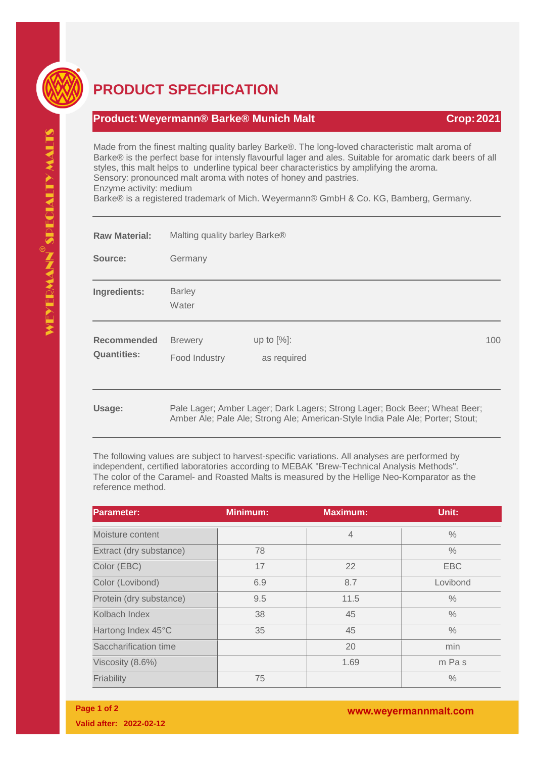# PRODUCT SPECIFICATION

## Product: Weyermann® Barke® Munich Malt — Crop: 2021

Made from the finest malting quality barley Barke®. The long-loved characteristic malt aroma of Barke® is the perfect base for intensly flavourful lager and ales. Suitable for aromatic dark beers of all styles, this malt helps to underline typical beer characteristics by amplifying the aroma.
Sensory: pronounced malt aroma with notes of honey and pastries.
Enzyme activity: medium
Barke® is a registered trademark of Mich. Weyermann® GmbH & Co. KG, Bamberg, Germany.

**Raw Material:** Malting quality barley Barke®

**Source:** Germany

**Ingredients:** Barley, Water

**Recommended Quantities:**

| | | |
|---|---|---|
| Brewery | up to [%]: | 100 |
| Food Industry | as required | |

**Usage:** Pale Lager; Amber Lager; Dark Lagers; Strong Lager; Bock Beer; Wheat Beer; Amber Ale; Pale Ale; Strong Ale; American-Style India Pale Ale; Porter; Stout;

The following values are subject to harvest-specific variations. All analyses are performed by independent, certified laboratories according to MEBAK "Brew-Technical Analysis Methods". The color of the Caramel- and Roasted Malts is measured by the Hellige Neo-Komparator as the reference method.

| Parameter: | Minimum: | Maximum: | Unit: |
|---|---|---|---|
| Moisture content | | 4 | % |
| Extract (dry substance) | 78 | | % |
| Color (EBC) | 17 | 22 | EBC |
| Color (Lovibond) | 6.9 | 8.7 | Lovibond |
| Protein (dry substance) | 9.5 | 11.5 | % |
| Kolbach Index | 38 | 45 | % |
| Hartong Index 45°C | 35 | 45 | % |
| Saccharification time | | 20 | min |
| Viscosity (8.6%) | | 1.69 | m Pa s |
| Friability | 75 | | % |

Valid after: 2022-02-12

www.weyermannmalt.com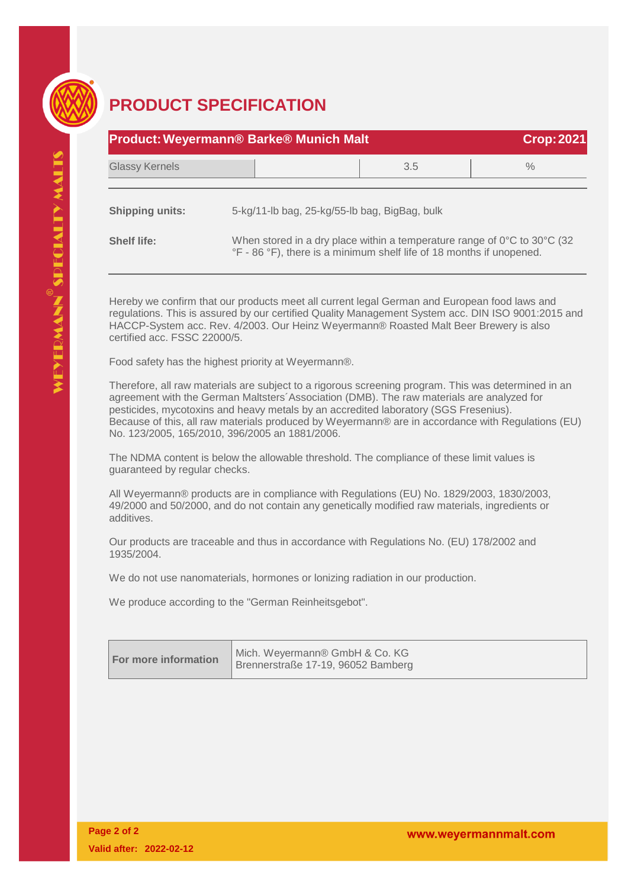# PRODUCT SPECIFICATION

| Product: Weyermann® Barke® Munich Malt | | | Crop: 2021 |
|---|---|---|---|
| Glassy Kernels | | 3.5 | % |

**Shipping units:** 5-kg/11-lb bag, 25-kg/55-lb bag, BigBag, bulk

**Shelf life:** When stored in a dry place within a temperature range of 0°C to 30°C (32 °F - 86 °F), there is a minimum shelf life of 18 months if unopened.

Hereby we confirm that our products meet all current legal German and European food laws and regulations. This is assured by our certified Quality Management System acc. DIN ISO 9001:2015 and HACCP-System acc. Rev. 4/2003. Our Heinz Weyermann® Roasted Malt Beer Brewery is also certified acc. FSSC 22000/5.

Food safety has the highest priority at Weyermann®.

Therefore, all raw materials are subject to a rigorous screening program. This was determined in an agreement with the German Maltsters´Association (DMB). The raw materials are analyzed for pesticides, mycotoxins and heavy metals by an accredited laboratory (SGS Fresenius).
Because of this, all raw materials produced by Weyermann® are in accordance with Regulations (EU) No. 123/2005, 165/2010, 396/2005 an 1881/2006.

The NDMA content is below the allowable threshold. The compliance of these limit values is guaranteed by regular checks.

All Weyermann® products are in compliance with Regulations (EU) No. 1829/2003, 1830/2003, 49/2000 and 50/2000, and do not contain any genetically modified raw materials, ingredients or additives.

Our products are traceable and thus in accordance with Regulations No. (EU) 178/2002 and 1935/2004.

We do not use nanomaterials, hormones or Ionizing radiation in our production.

We produce according to the "German Reinheitsgebot".

| | |
|---|---|
| **For more information** | Mich. Weyermann® GmbH & Co. KG<br>Brennerstraße 17-19, 96052 Bamberg |

Valid after: 2022-02-12

www.weyermannmalt.com